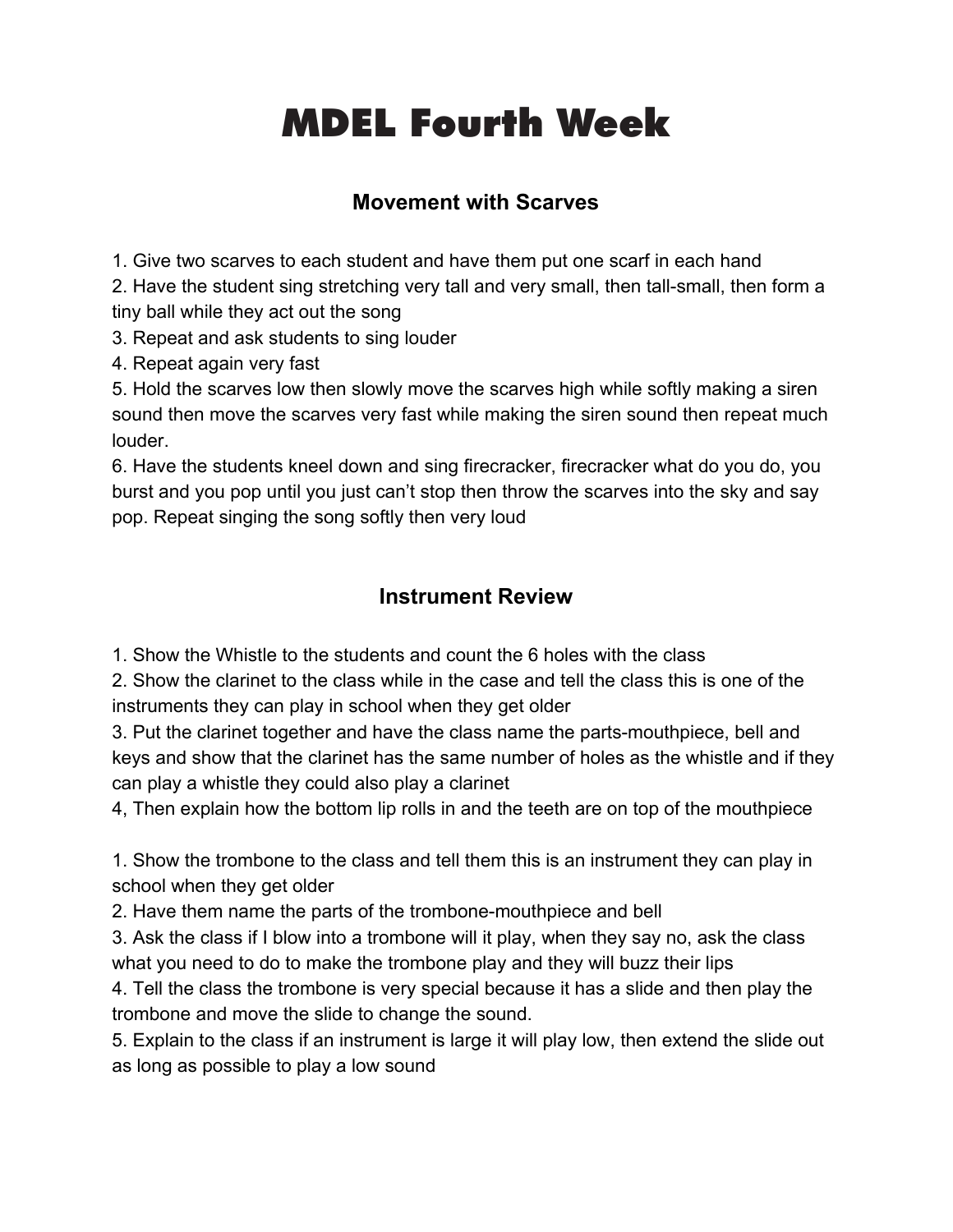# MDEL Fourth Week

## Movement with Scarves

1. Give two scarves to each student and have them put one scarf in each hand
2. Have the student sing stretching very tall and very small, then tall-small, then form a tiny ball while they act out the song
3. Repeat and ask students to sing louder
4. Repeat again very fast
5. Hold the scarves low then slowly move the scarves high while softly making a siren sound then move the scarves very fast while making the siren sound then repeat much louder.
6. Have the students kneel down and sing firecracker, firecracker what do you do, you burst and you pop until you just can't stop then throw the scarves into the sky and say pop. Repeat singing the song softly then very loud

## Instrument Review

1. Show the Whistle to the students and count the 6 holes with the class
2. Show the clarinet to the class while in the case and tell the class this is one of the instruments they can play in school when they get older
3. Put the clarinet together and have the class name the parts-mouthpiece, bell and keys and show that the clarinet has the same number of holes as the whistle and if they can play a whistle they could also play a clarinet

4, Then explain how the bottom lip rolls in and the teeth are on top of the mouthpiece

1. Show the trombone to the class and tell them this is an instrument they can play in school when they get older
2. Have them name the parts of the trombone-mouthpiece and bell
3. Ask the class if I blow into a trombone will it play, when they say no, ask the class what you need to do to make the trombone play and they will buzz their lips
4. Tell the class the trombone is very special because it has a slide and then play the trombone and move the slide to change the sound.
5. Explain to the class if an instrument is large it will play low, then extend the slide out as long as possible to play a low sound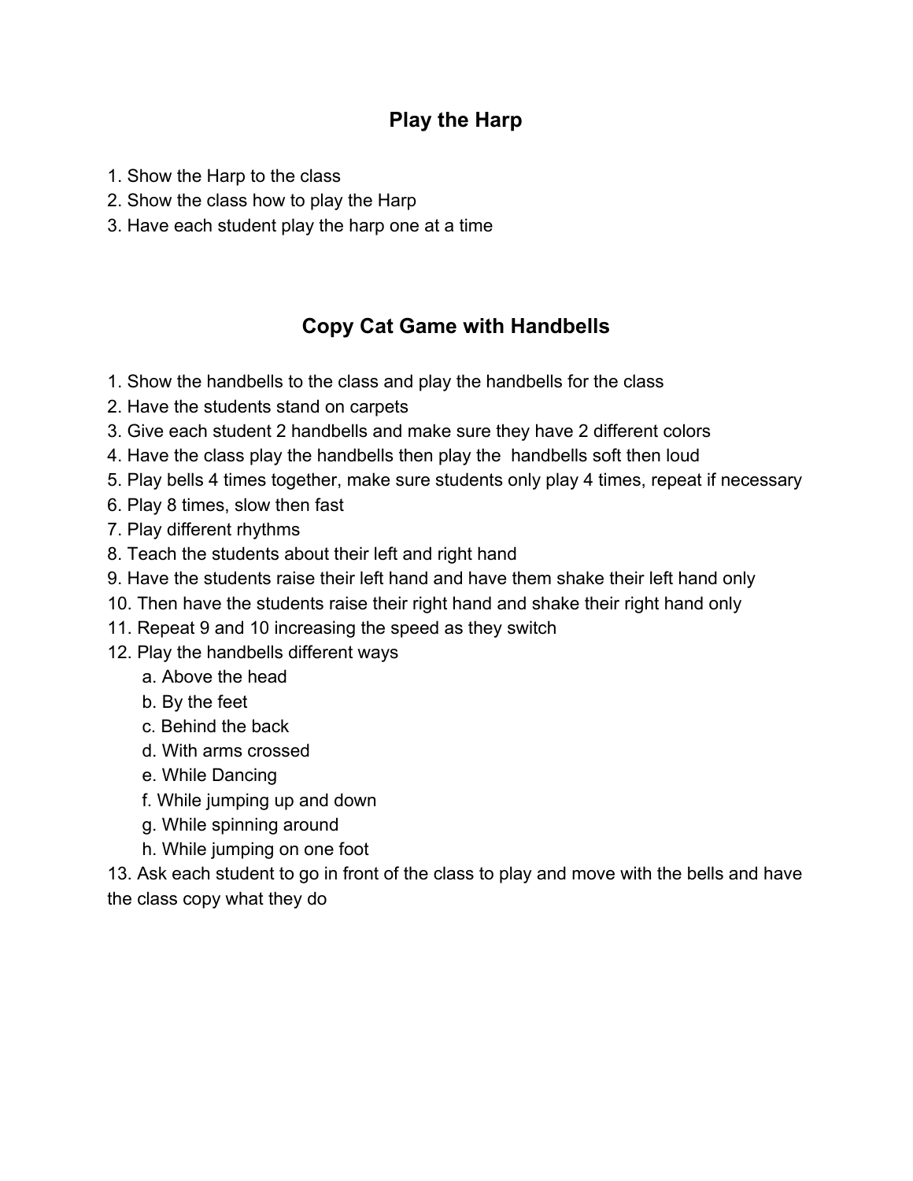## Play the Harp

1. Show the Harp to the class
2. Show the class how to play the Harp
3. Have each student play the harp one at a time

## Copy Cat Game with Handbells

1. Show the handbells to the class and play the handbells for the class
2. Have the students stand on carpets
3. Give each student 2 handbells and make sure they have 2 different colors
4. Have the class play the handbells then play the handbells soft then loud
5. Play bells 4 times together, make sure students only play 4 times, repeat if necessary
6. Play 8 times, slow then fast
7. Play different rhythms
8. Teach the students about their left and right hand
9. Have the students raise their left hand and have them shake their left hand only
10. Then have the students raise their right hand and shake their right hand only
11. Repeat 9 and 10 increasing the speed as they switch
12. Play the handbells different ways
    a. Above the head
    b. By the feet
    c. Behind the back
    d. With arms crossed
    e. While Dancing
    f. While jumping up and down
    g. While spinning around
    h. While jumping on one foot
13. Ask each student to go in front of the class to play and move with the bells and have the class copy what they do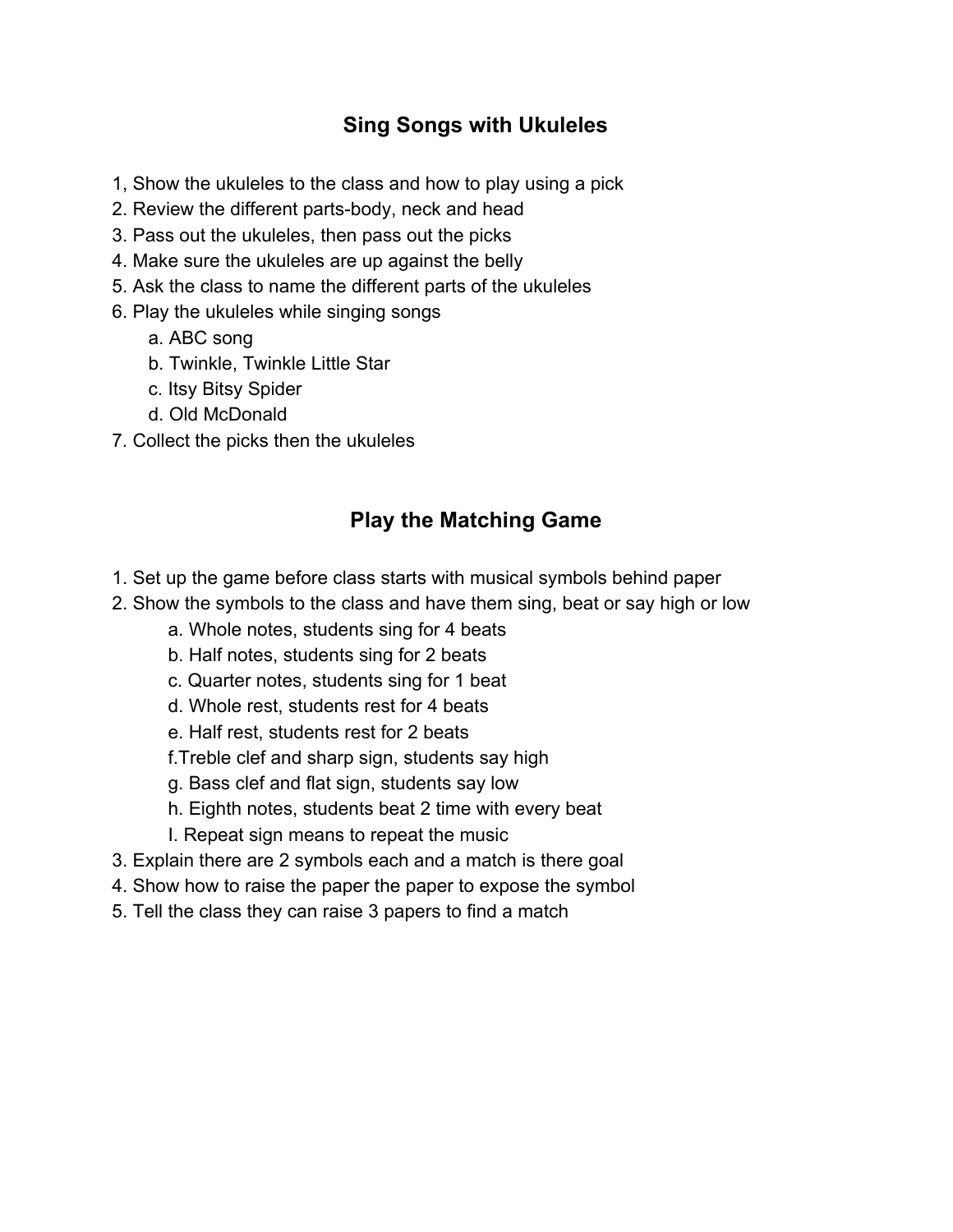## Sing Songs with Ukuleles

1, Show the ukuleles to the class and how to play using a pick
2. Review the different parts-body, neck and head
3. Pass out the ukuleles, then pass out the picks
4. Make sure the ukuleles are up against the belly
5. Ask the class to name the different parts of the ukuleles
6. Play the ukuleles while singing songs
    a. ABC song
    b. Twinkle, Twinkle Little Star
    c. Itsy Bitsy Spider
    d. Old McDonald
7. Collect the picks then the ukuleles

## Play the Matching Game

1. Set up the game before class starts with musical symbols behind paper
2. Show the symbols to the class and have them sing, beat or say high or low
    a. Whole notes, students sing for 4 beats
    b. Half notes, students sing for 2 beats
    c. Quarter notes, students sing for 1 beat
    d. Whole rest, students rest for 4 beats
    e. Half rest, students rest for 2 beats
    f.Treble clef and sharp sign, students say high
    g. Bass clef and flat sign, students say low
    h. Eighth notes, students beat 2 time with every beat
    I. Repeat sign means to repeat the music
3. Explain there are 2 symbols each and a match is there goal
4. Show how to raise the paper the paper to expose the symbol
5. Tell the class they can raise 3 papers to find a match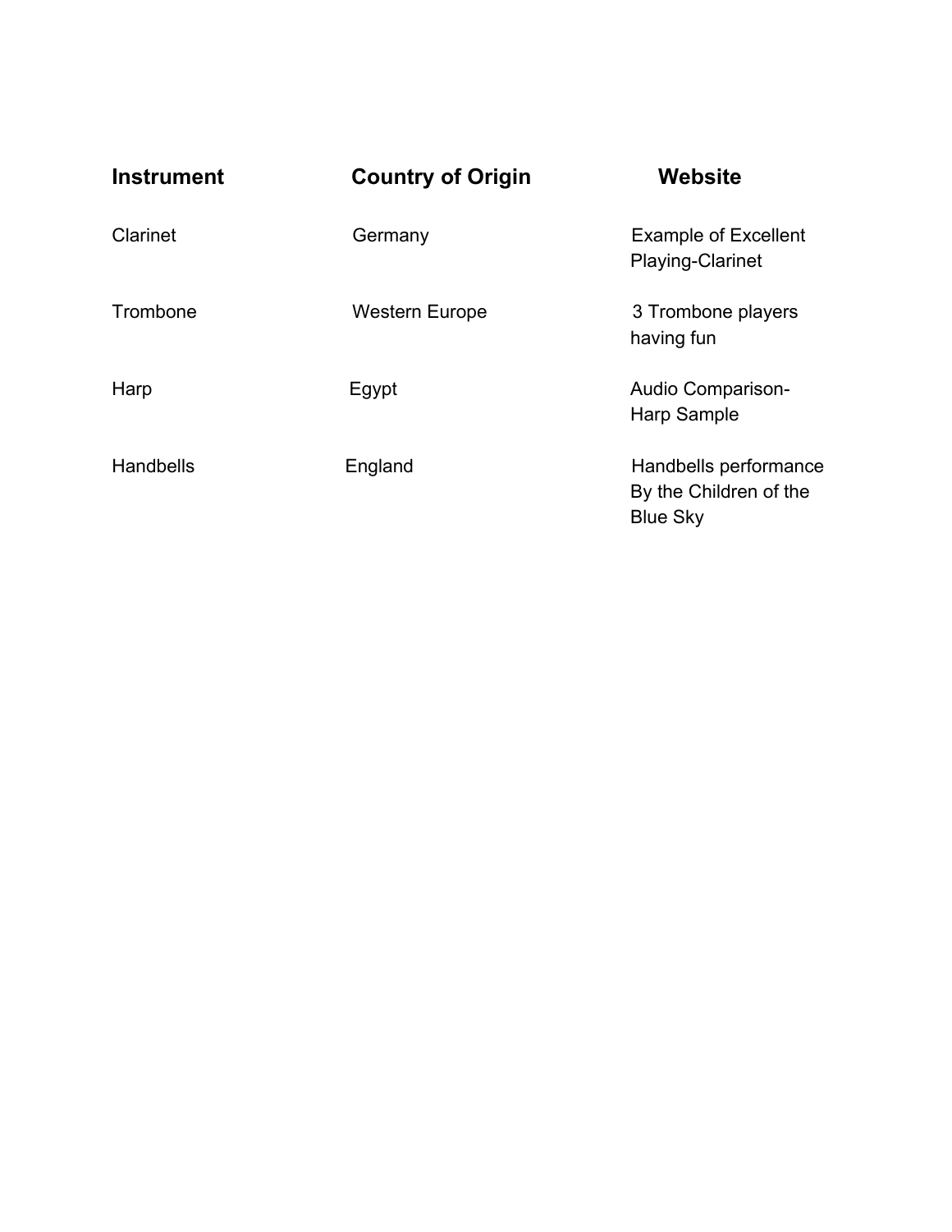| Instrument | Country of Origin | Website |
| --- | --- | --- |
| Clarinet | Germany | Example of Excellent Playing-Clarinet |
| Trombone | Western Europe | 3 Trombone players having fun |
| Harp | Egypt | Audio Comparison-Harp Sample |
| Handbells | England | Handbells performance By the Children of the Blue Sky |